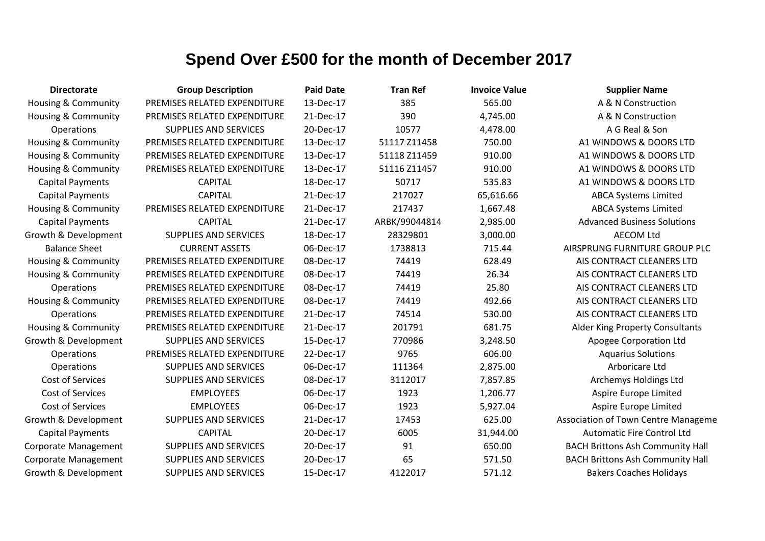# Spend Over £500 for the month of December 2017

| Directorate | Group Description | Paid Date | Tran Ref | Invoice Value | Supplier Name |
|---|---|---|---|---|---|
| Housing & Community | PREMISES RELATED EXPENDITURE | 13-Dec-17 | 385 | 565.00 | A & N Construction |
| Housing & Community | PREMISES RELATED EXPENDITURE | 21-Dec-17 | 390 | 4,745.00 | A & N Construction |
| Operations | SUPPLIES AND SERVICES | 20-Dec-17 | 10577 | 4,478.00 | A G Real & Son |
| Housing & Community | PREMISES RELATED EXPENDITURE | 13-Dec-17 | 51117 Z11458 | 750.00 | A1 WINDOWS & DOORS LTD |
| Housing & Community | PREMISES RELATED EXPENDITURE | 13-Dec-17 | 51118 Z11459 | 910.00 | A1 WINDOWS & DOORS LTD |
| Housing & Community | PREMISES RELATED EXPENDITURE | 13-Dec-17 | 51116 Z11457 | 910.00 | A1 WINDOWS & DOORS LTD |
| Capital Payments | CAPITAL | 18-Dec-17 | 50717 | 535.83 | A1 WINDOWS & DOORS LTD |
| Capital Payments | CAPITAL | 21-Dec-17 | 217027 | 65,616.66 | ABCA Systems Limited |
| Housing & Community | PREMISES RELATED EXPENDITURE | 21-Dec-17 | 217437 | 1,667.48 | ABCA Systems Limited |
| Capital Payments | CAPITAL | 21-Dec-17 | ARBK/99044814 | 2,985.00 | Advanced Business Solutions |
| Growth & Development | SUPPLIES AND SERVICES | 18-Dec-17 | 28329801 | 3,000.00 | AECOM Ltd |
| Balance Sheet | CURRENT ASSETS | 06-Dec-17 | 1738813 | 715.44 | AIRSPRUNG FURNITURE GROUP PLC |
| Housing & Community | PREMISES RELATED EXPENDITURE | 08-Dec-17 | 74419 | 628.49 | AIS CONTRACT CLEANERS LTD |
| Housing & Community | PREMISES RELATED EXPENDITURE | 08-Dec-17 | 74419 | 26.34 | AIS CONTRACT CLEANERS LTD |
| Operations | PREMISES RELATED EXPENDITURE | 08-Dec-17 | 74419 | 25.80 | AIS CONTRACT CLEANERS LTD |
| Housing & Community | PREMISES RELATED EXPENDITURE | 08-Dec-17 | 74419 | 492.66 | AIS CONTRACT CLEANERS LTD |
| Operations | PREMISES RELATED EXPENDITURE | 21-Dec-17 | 74514 | 530.00 | AIS CONTRACT CLEANERS LTD |
| Housing & Community | PREMISES RELATED EXPENDITURE | 21-Dec-17 | 201791 | 681.75 | Alder King Property Consultants |
| Growth & Development | SUPPLIES AND SERVICES | 15-Dec-17 | 770986 | 3,248.50 | Apogee Corporation Ltd |
| Operations | PREMISES RELATED EXPENDITURE | 22-Dec-17 | 9765 | 606.00 | Aquarius Solutions |
| Operations | SUPPLIES AND SERVICES | 06-Dec-17 | 111364 | 2,875.00 | Arboricare Ltd |
| Cost of Services | SUPPLIES AND SERVICES | 08-Dec-17 | 3112017 | 7,857.85 | Archemys Holdings Ltd |
| Cost of Services | EMPLOYEES | 06-Dec-17 | 1923 | 1,206.77 | Aspire Europe Limited |
| Cost of Services | EMPLOYEES | 06-Dec-17 | 1923 | 5,927.04 | Aspire Europe Limited |
| Growth & Development | SUPPLIES AND SERVICES | 21-Dec-17 | 17453 | 625.00 | Association of Town Centre Manageme |
| Capital Payments | CAPITAL | 20-Dec-17 | 6005 | 31,944.00 | Automatic Fire Control Ltd |
| Corporate Management | SUPPLIES AND SERVICES | 20-Dec-17 | 91 | 650.00 | BACH Brittons Ash Community Hall |
| Corporate Management | SUPPLIES AND SERVICES | 20-Dec-17 | 65 | 571.50 | BACH Brittons Ash Community Hall |
| Growth & Development | SUPPLIES AND SERVICES | 15-Dec-17 | 4122017 | 571.12 | Bakers Coaches Holidays |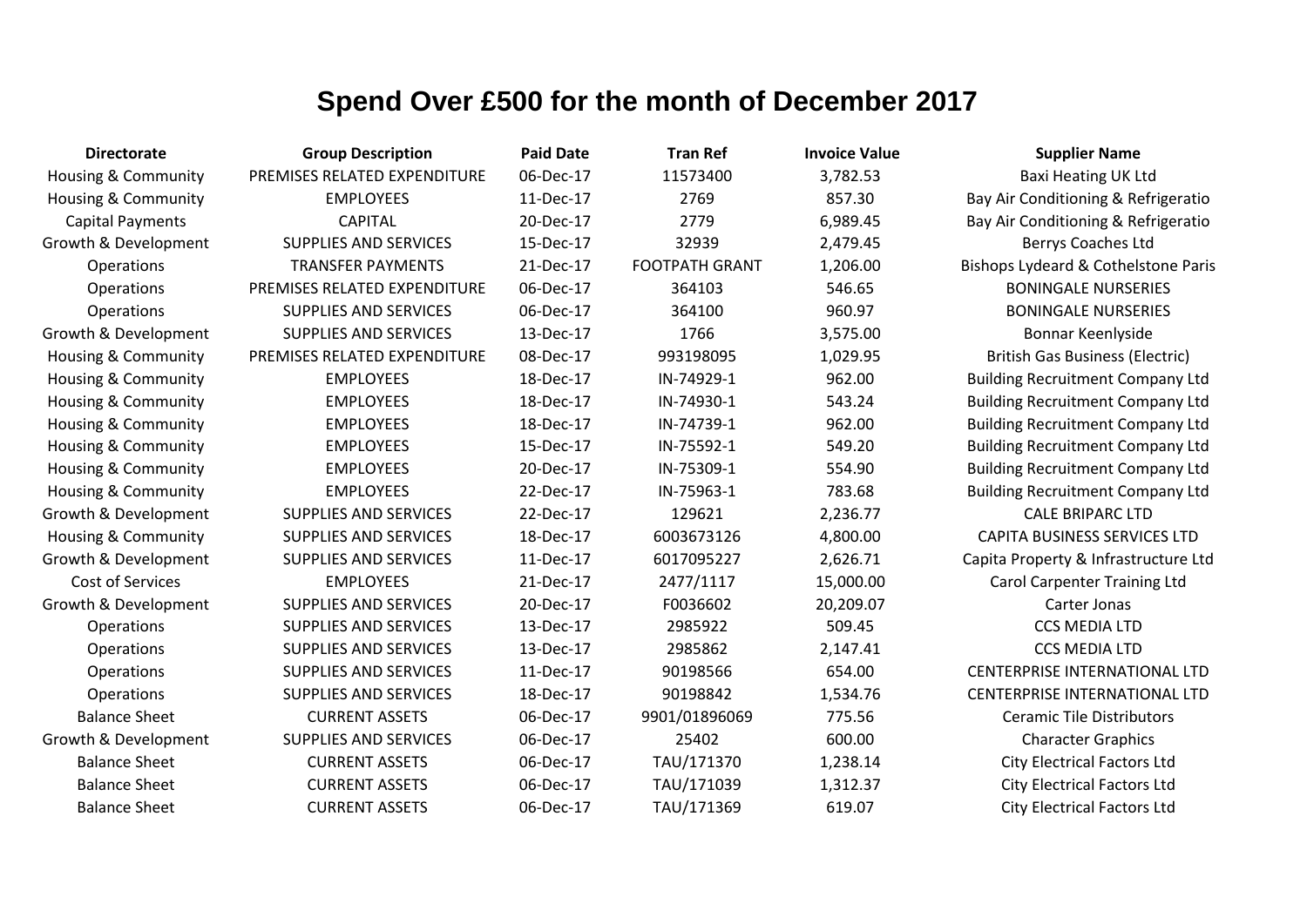# Spend Over £500 for the month of December 2017

| Directorate | Group Description | Paid Date | Tran Ref | Invoice Value | Supplier Name |
|---|---|---|---|---|---|
| Housing & Community | PREMISES RELATED EXPENDITURE | 06-Dec-17 | 11573400 | 3,782.53 | Baxi Heating UK Ltd |
| Housing & Community | EMPLOYEES | 11-Dec-17 | 2769 | 857.30 | Bay Air Conditioning & Refrigeratio |
| Capital Payments | CAPITAL | 20-Dec-17 | 2779 | 6,989.45 | Bay Air Conditioning & Refrigeratio |
| Growth & Development | SUPPLIES AND SERVICES | 15-Dec-17 | 32939 | 2,479.45 | Berrys Coaches Ltd |
| Operations | TRANSFER PAYMENTS | 21-Dec-17 | FOOTPATH GRANT | 1,206.00 | Bishops Lydeard & Cothelstone Paris |
| Operations | PREMISES RELATED EXPENDITURE | 06-Dec-17 | 364103 | 546.65 | BONINGALE NURSERIES |
| Operations | SUPPLIES AND SERVICES | 06-Dec-17 | 364100 | 960.97 | BONINGALE NURSERIES |
| Growth & Development | SUPPLIES AND SERVICES | 13-Dec-17 | 1766 | 3,575.00 | Bonnar Keenlyside |
| Housing & Community | PREMISES RELATED EXPENDITURE | 08-Dec-17 | 993198095 | 1,029.95 | British Gas Business (Electric) |
| Housing & Community | EMPLOYEES | 18-Dec-17 | IN-74929-1 | 962.00 | Building Recruitment Company Ltd |
| Housing & Community | EMPLOYEES | 18-Dec-17 | IN-74930-1 | 543.24 | Building Recruitment Company Ltd |
| Housing & Community | EMPLOYEES | 18-Dec-17 | IN-74739-1 | 962.00 | Building Recruitment Company Ltd |
| Housing & Community | EMPLOYEES | 15-Dec-17 | IN-75592-1 | 549.20 | Building Recruitment Company Ltd |
| Housing & Community | EMPLOYEES | 20-Dec-17 | IN-75309-1 | 554.90 | Building Recruitment Company Ltd |
| Housing & Community | EMPLOYEES | 22-Dec-17 | IN-75963-1 | 783.68 | Building Recruitment Company Ltd |
| Growth & Development | SUPPLIES AND SERVICES | 22-Dec-17 | 129621 | 2,236.77 | CALE BRIPARC LTD |
| Housing & Community | SUPPLIES AND SERVICES | 18-Dec-17 | 6003673126 | 4,800.00 | CAPITA BUSINESS SERVICES LTD |
| Growth & Development | SUPPLIES AND SERVICES | 11-Dec-17 | 6017095227 | 2,626.71 | Capita Property & Infrastructure Ltd |
| Cost of Services | EMPLOYEES | 21-Dec-17 | 2477/1117 | 15,000.00 | Carol Carpenter Training Ltd |
| Growth & Development | SUPPLIES AND SERVICES | 20-Dec-17 | F0036602 | 20,209.07 | Carter Jonas |
| Operations | SUPPLIES AND SERVICES | 13-Dec-17 | 2985922 | 509.45 | CCS MEDIA LTD |
| Operations | SUPPLIES AND SERVICES | 13-Dec-17 | 2985862 | 2,147.41 | CCS MEDIA LTD |
| Operations | SUPPLIES AND SERVICES | 11-Dec-17 | 90198566 | 654.00 | CENTERPRISE INTERNATIONAL LTD |
| Operations | SUPPLIES AND SERVICES | 18-Dec-17 | 90198842 | 1,534.76 | CENTERPRISE INTERNATIONAL LTD |
| Balance Sheet | CURRENT ASSETS | 06-Dec-17 | 9901/01896069 | 775.56 | Ceramic Tile Distributors |
| Growth & Development | SUPPLIES AND SERVICES | 06-Dec-17 | 25402 | 600.00 | Character Graphics |
| Balance Sheet | CURRENT ASSETS | 06-Dec-17 | TAU/171370 | 1,238.14 | City Electrical Factors Ltd |
| Balance Sheet | CURRENT ASSETS | 06-Dec-17 | TAU/171039 | 1,312.37 | City Electrical Factors Ltd |
| Balance Sheet | CURRENT ASSETS | 06-Dec-17 | TAU/171369 | 619.07 | City Electrical Factors Ltd |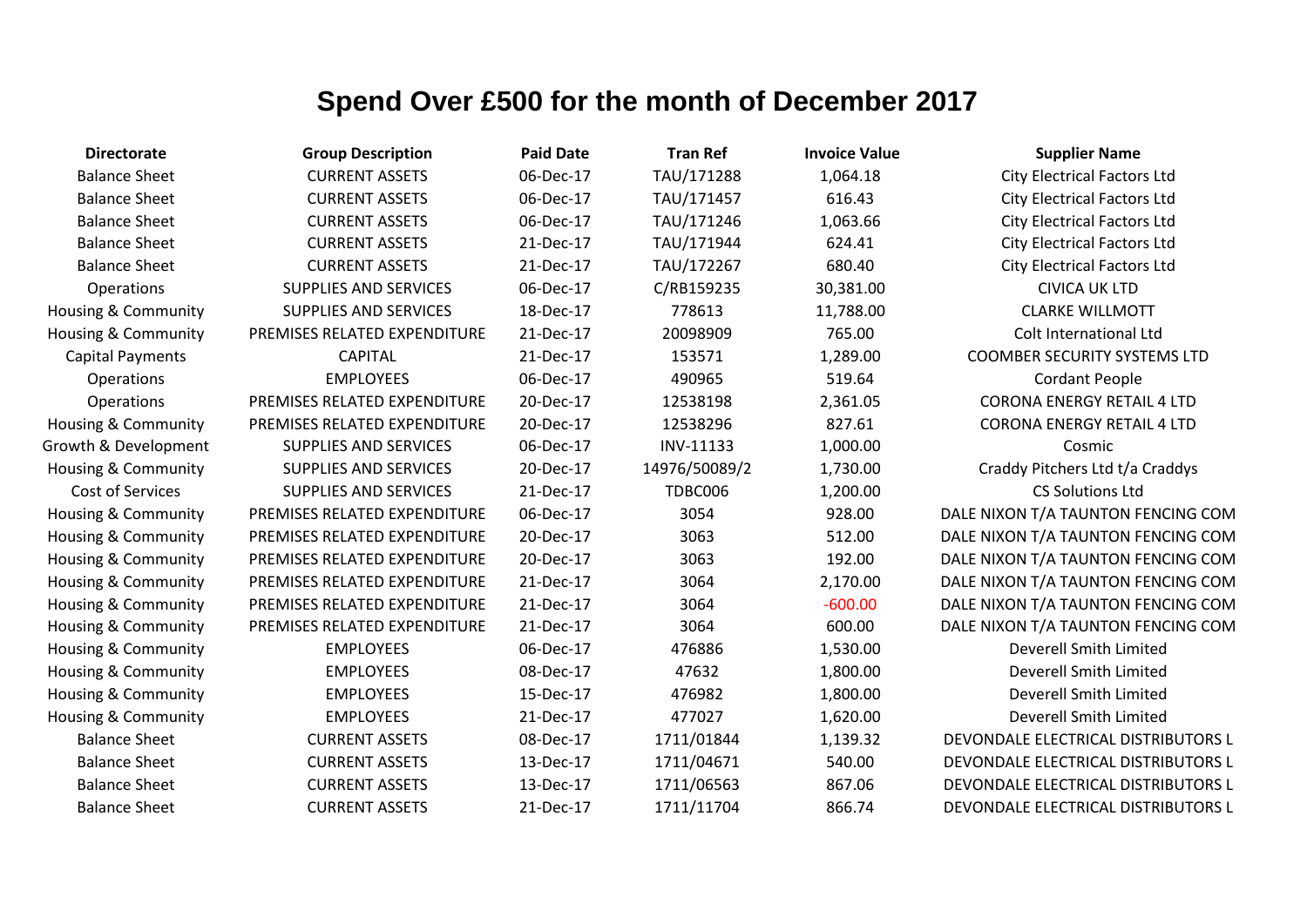# Spend Over £500 for the month of December 2017

| Directorate | Group Description | Paid Date | Tran Ref | Invoice Value | Supplier Name |
|---|---|---|---|---|---|
| Balance Sheet | CURRENT ASSETS | 06-Dec-17 | TAU/171288 | 1,064.18 | City Electrical Factors Ltd |
| Balance Sheet | CURRENT ASSETS | 06-Dec-17 | TAU/171457 | 616.43 | City Electrical Factors Ltd |
| Balance Sheet | CURRENT ASSETS | 06-Dec-17 | TAU/171246 | 1,063.66 | City Electrical Factors Ltd |
| Balance Sheet | CURRENT ASSETS | 21-Dec-17 | TAU/171944 | 624.41 | City Electrical Factors Ltd |
| Balance Sheet | CURRENT ASSETS | 21-Dec-17 | TAU/172267 | 680.40 | City Electrical Factors Ltd |
| Operations | SUPPLIES AND SERVICES | 06-Dec-17 | C/RB159235 | 30,381.00 | CIVICA UK LTD |
| Housing & Community | SUPPLIES AND SERVICES | 18-Dec-17 | 778613 | 11,788.00 | CLARKE WILLMOTT |
| Housing & Community | PREMISES RELATED EXPENDITURE | 21-Dec-17 | 20098909 | 765.00 | Colt International Ltd |
| Capital Payments | CAPITAL | 21-Dec-17 | 153571 | 1,289.00 | COOMBER SECURITY SYSTEMS LTD |
| Operations | EMPLOYEES | 06-Dec-17 | 490965 | 519.64 | Cordant People |
| Operations | PREMISES RELATED EXPENDITURE | 20-Dec-17 | 12538198 | 2,361.05 | CORONA ENERGY RETAIL 4 LTD |
| Housing & Community | PREMISES RELATED EXPENDITURE | 20-Dec-17 | 12538296 | 827.61 | CORONA ENERGY RETAIL 4 LTD |
| Growth & Development | SUPPLIES AND SERVICES | 06-Dec-17 | INV-11133 | 1,000.00 | Cosmic |
| Housing & Community | SUPPLIES AND SERVICES | 20-Dec-17 | 14976/50089/2 | 1,730.00 | Craddy Pitchers Ltd t/a Craddys |
| Cost of Services | SUPPLIES AND SERVICES | 21-Dec-17 | TDBC006 | 1,200.00 | CS Solutions Ltd |
| Housing & Community | PREMISES RELATED EXPENDITURE | 06-Dec-17 | 3054 | 928.00 | DALE NIXON T/A TAUNTON FENCING COM |
| Housing & Community | PREMISES RELATED EXPENDITURE | 20-Dec-17 | 3063 | 512.00 | DALE NIXON T/A TAUNTON FENCING COM |
| Housing & Community | PREMISES RELATED EXPENDITURE | 20-Dec-17 | 3063 | 192.00 | DALE NIXON T/A TAUNTON FENCING COM |
| Housing & Community | PREMISES RELATED EXPENDITURE | 21-Dec-17 | 3064 | 2,170.00 | DALE NIXON T/A TAUNTON FENCING COM |
| Housing & Community | PREMISES RELATED EXPENDITURE | 21-Dec-17 | 3064 | -600.00 | DALE NIXON T/A TAUNTON FENCING COM |
| Housing & Community | PREMISES RELATED EXPENDITURE | 21-Dec-17 | 3064 | 600.00 | DALE NIXON T/A TAUNTON FENCING COM |
| Housing & Community | EMPLOYEES | 06-Dec-17 | 476886 | 1,530.00 | Deverell Smith Limited |
| Housing & Community | EMPLOYEES | 08-Dec-17 | 47632 | 1,800.00 | Deverell Smith Limited |
| Housing & Community | EMPLOYEES | 15-Dec-17 | 476982 | 1,800.00 | Deverell Smith Limited |
| Housing & Community | EMPLOYEES | 21-Dec-17 | 477027 | 1,620.00 | Deverell Smith Limited |
| Balance Sheet | CURRENT ASSETS | 08-Dec-17 | 1711/01844 | 1,139.32 | DEVONDALE ELECTRICAL DISTRIBUTORS L |
| Balance Sheet | CURRENT ASSETS | 13-Dec-17 | 1711/04671 | 540.00 | DEVONDALE ELECTRICAL DISTRIBUTORS L |
| Balance Sheet | CURRENT ASSETS | 13-Dec-17 | 1711/06563 | 867.06 | DEVONDALE ELECTRICAL DISTRIBUTORS L |
| Balance Sheet | CURRENT ASSETS | 21-Dec-17 | 1711/11704 | 866.74 | DEVONDALE ELECTRICAL DISTRIBUTORS L |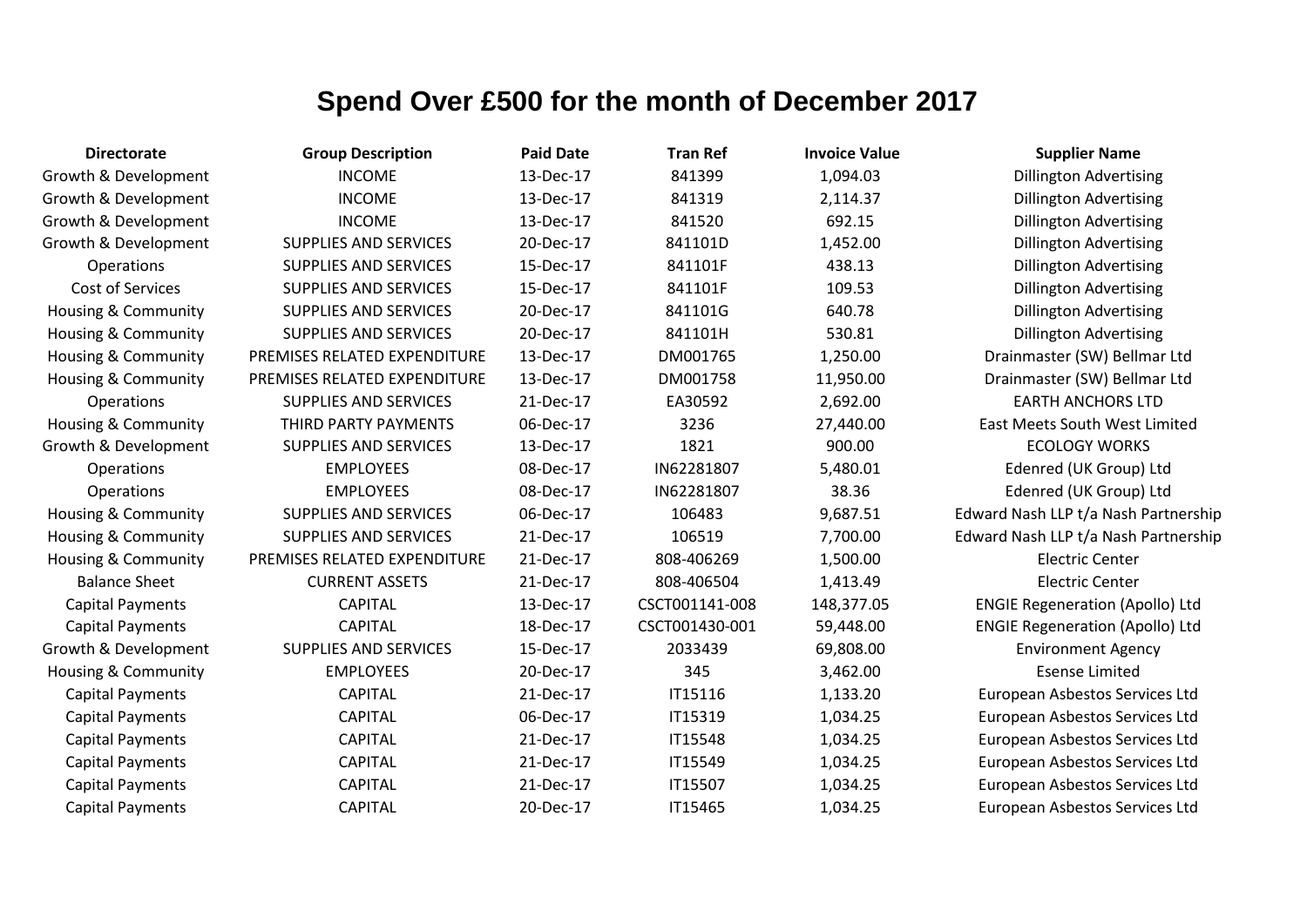# Spend Over £500 for the month of December 2017

| Directorate | Group Description | Paid Date | Tran Ref | Invoice Value | Supplier Name |
|---|---|---|---|---|---|
| Growth & Development | INCOME | 13-Dec-17 | 841399 | 1,094.03 | Dillington Advertising |
| Growth & Development | INCOME | 13-Dec-17 | 841319 | 2,114.37 | Dillington Advertising |
| Growth & Development | INCOME | 13-Dec-17 | 841520 | 692.15 | Dillington Advertising |
| Growth & Development | SUPPLIES AND SERVICES | 20-Dec-17 | 841101D | 1,452.00 | Dillington Advertising |
| Operations | SUPPLIES AND SERVICES | 15-Dec-17 | 841101F | 438.13 | Dillington Advertising |
| Cost of Services | SUPPLIES AND SERVICES | 15-Dec-17 | 841101F | 109.53 | Dillington Advertising |
| Housing & Community | SUPPLIES AND SERVICES | 20-Dec-17 | 841101G | 640.78 | Dillington Advertising |
| Housing & Community | SUPPLIES AND SERVICES | 20-Dec-17 | 841101H | 530.81 | Dillington Advertising |
| Housing & Community | PREMISES RELATED EXPENDITURE | 13-Dec-17 | DM001765 | 1,250.00 | Drainmaster (SW) Bellmar Ltd |
| Housing & Community | PREMISES RELATED EXPENDITURE | 13-Dec-17 | DM001758 | 11,950.00 | Drainmaster (SW) Bellmar Ltd |
| Operations | SUPPLIES AND SERVICES | 21-Dec-17 | EA30592 | 2,692.00 | EARTH ANCHORS LTD |
| Housing & Community | THIRD PARTY PAYMENTS | 06-Dec-17 | 3236 | 27,440.00 | East Meets South West Limited |
| Growth & Development | SUPPLIES AND SERVICES | 13-Dec-17 | 1821 | 900.00 | ECOLOGY WORKS |
| Operations | EMPLOYEES | 08-Dec-17 | IN62281807 | 5,480.01 | Edenred (UK Group) Ltd |
| Operations | EMPLOYEES | 08-Dec-17 | IN62281807 | 38.36 | Edenred (UK Group) Ltd |
| Housing & Community | SUPPLIES AND SERVICES | 06-Dec-17 | 106483 | 9,687.51 | Edward Nash LLP t/a Nash Partnership |
| Housing & Community | SUPPLIES AND SERVICES | 21-Dec-17 | 106519 | 7,700.00 | Edward Nash LLP t/a Nash Partnership |
| Housing & Community | PREMISES RELATED EXPENDITURE | 21-Dec-17 | 808-406269 | 1,500.00 | Electric Center |
| Balance Sheet | CURRENT ASSETS | 21-Dec-17 | 808-406504 | 1,413.49 | Electric Center |
| Capital Payments | CAPITAL | 13-Dec-17 | CSCT001141-008 | 148,377.05 | ENGIE Regeneration (Apollo) Ltd |
| Capital Payments | CAPITAL | 18-Dec-17 | CSCT001430-001 | 59,448.00 | ENGIE Regeneration (Apollo) Ltd |
| Growth & Development | SUPPLIES AND SERVICES | 15-Dec-17 | 2033439 | 69,808.00 | Environment Agency |
| Housing & Community | EMPLOYEES | 20-Dec-17 | 345 | 3,462.00 | Esense Limited |
| Capital Payments | CAPITAL | 21-Dec-17 | IT15116 | 1,133.20 | European Asbestos Services Ltd |
| Capital Payments | CAPITAL | 06-Dec-17 | IT15319 | 1,034.25 | European Asbestos Services Ltd |
| Capital Payments | CAPITAL | 21-Dec-17 | IT15548 | 1,034.25 | European Asbestos Services Ltd |
| Capital Payments | CAPITAL | 21-Dec-17 | IT15549 | 1,034.25 | European Asbestos Services Ltd |
| Capital Payments | CAPITAL | 21-Dec-17 | IT15507 | 1,034.25 | European Asbestos Services Ltd |
| Capital Payments | CAPITAL | 20-Dec-17 | IT15465 | 1,034.25 | European Asbestos Services Ltd |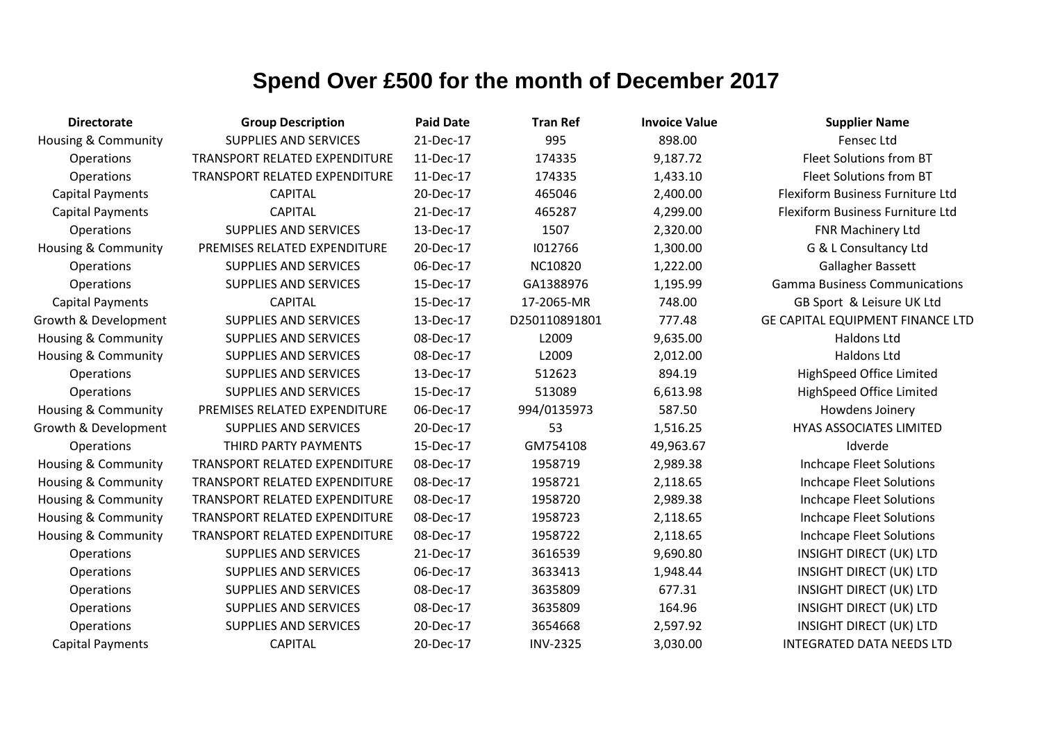# Spend Over £500 for the month of December 2017

| Directorate | Group Description | Paid Date | Tran Ref | Invoice Value | Supplier Name |
|---|---|---|---|---|---|
| Housing & Community | SUPPLIES AND SERVICES | 21-Dec-17 | 995 | 898.00 | Fensec Ltd |
| Operations | TRANSPORT RELATED EXPENDITURE | 11-Dec-17 | 174335 | 9,187.72 | Fleet Solutions from BT |
| Operations | TRANSPORT RELATED EXPENDITURE | 11-Dec-17 | 174335 | 1,433.10 | Fleet Solutions from BT |
| Capital Payments | CAPITAL | 20-Dec-17 | 465046 | 2,400.00 | Flexiform Business Furniture Ltd |
| Capital Payments | CAPITAL | 21-Dec-17 | 465287 | 4,299.00 | Flexiform Business Furniture Ltd |
| Operations | SUPPLIES AND SERVICES | 13-Dec-17 | 1507 | 2,320.00 | FNR Machinery Ltd |
| Housing & Community | PREMISES RELATED EXPENDITURE | 20-Dec-17 | I012766 | 1,300.00 | G & L Consultancy Ltd |
| Operations | SUPPLIES AND SERVICES | 06-Dec-17 | NC10820 | 1,222.00 | Gallagher Bassett |
| Operations | SUPPLIES AND SERVICES | 15-Dec-17 | GA1388976 | 1,195.99 | Gamma Business Communications |
| Capital Payments | CAPITAL | 15-Dec-17 | 17-2065-MR | 748.00 | GB Sport & Leisure UK Ltd |
| Growth & Development | SUPPLIES AND SERVICES | 13-Dec-17 | D250110891801 | 777.48 | GE CAPITAL EQUIPMENT FINANCE LTD |
| Housing & Community | SUPPLIES AND SERVICES | 08-Dec-17 | L2009 | 9,635.00 | Haldons Ltd |
| Housing & Community | SUPPLIES AND SERVICES | 08-Dec-17 | L2009 | 2,012.00 | Haldons Ltd |
| Operations | SUPPLIES AND SERVICES | 13-Dec-17 | 512623 | 894.19 | HighSpeed Office Limited |
| Operations | SUPPLIES AND SERVICES | 15-Dec-17 | 513089 | 6,613.98 | HighSpeed Office Limited |
| Housing & Community | PREMISES RELATED EXPENDITURE | 06-Dec-17 | 994/0135973 | 587.50 | Howdens Joinery |
| Growth & Development | SUPPLIES AND SERVICES | 20-Dec-17 | 53 | 1,516.25 | HYAS ASSOCIATES LIMITED |
| Operations | THIRD PARTY PAYMENTS | 15-Dec-17 | GM754108 | 49,963.67 | Idverde |
| Housing & Community | TRANSPORT RELATED EXPENDITURE | 08-Dec-17 | 1958719 | 2,989.38 | Inchcape Fleet Solutions |
| Housing & Community | TRANSPORT RELATED EXPENDITURE | 08-Dec-17 | 1958721 | 2,118.65 | Inchcape Fleet Solutions |
| Housing & Community | TRANSPORT RELATED EXPENDITURE | 08-Dec-17 | 1958720 | 2,989.38 | Inchcape Fleet Solutions |
| Housing & Community | TRANSPORT RELATED EXPENDITURE | 08-Dec-17 | 1958723 | 2,118.65 | Inchcape Fleet Solutions |
| Housing & Community | TRANSPORT RELATED EXPENDITURE | 08-Dec-17 | 1958722 | 2,118.65 | Inchcape Fleet Solutions |
| Operations | SUPPLIES AND SERVICES | 21-Dec-17 | 3616539 | 9,690.80 | INSIGHT DIRECT (UK) LTD |
| Operations | SUPPLIES AND SERVICES | 06-Dec-17 | 3633413 | 1,948.44 | INSIGHT DIRECT (UK) LTD |
| Operations | SUPPLIES AND SERVICES | 08-Dec-17 | 3635809 | 677.31 | INSIGHT DIRECT (UK) LTD |
| Operations | SUPPLIES AND SERVICES | 08-Dec-17 | 3635809 | 164.96 | INSIGHT DIRECT (UK) LTD |
| Operations | SUPPLIES AND SERVICES | 20-Dec-17 | 3654668 | 2,597.92 | INSIGHT DIRECT (UK) LTD |
| Capital Payments | CAPITAL | 20-Dec-17 | INV-2325 | 3,030.00 | INTEGRATED DATA NEEDS LTD |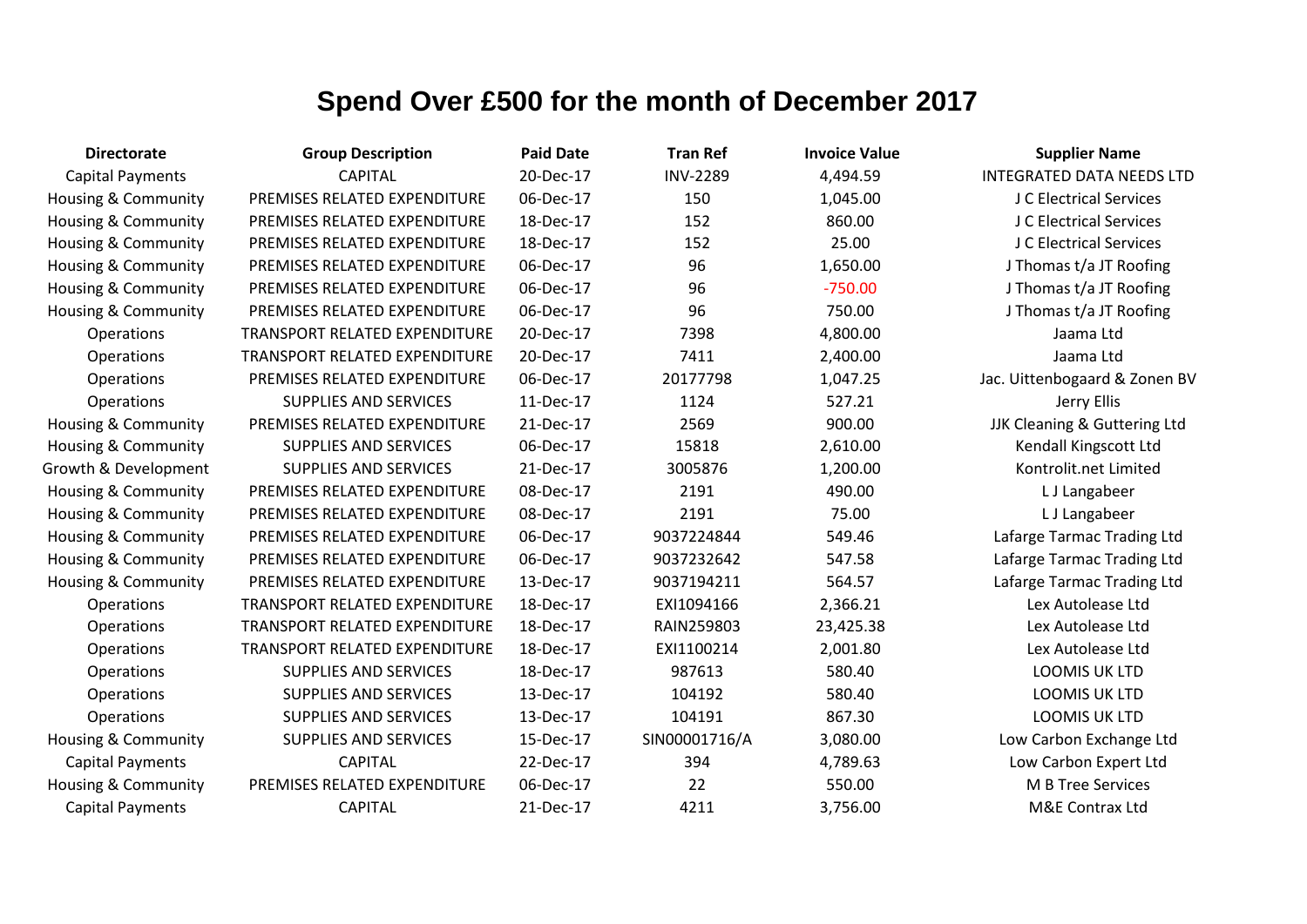# Spend Over £500 for the month of December 2017

| Directorate | Group Description | Paid Date | Tran Ref | Invoice Value | Supplier Name |
|---|---|---|---|---|---|
| Capital Payments | CAPITAL | 20-Dec-17 | INV-2289 | 4,494.59 | INTEGRATED DATA NEEDS LTD |
| Housing & Community | PREMISES RELATED EXPENDITURE | 06-Dec-17 | 150 | 1,045.00 | J C Electrical Services |
| Housing & Community | PREMISES RELATED EXPENDITURE | 18-Dec-17 | 152 | 860.00 | J C Electrical Services |
| Housing & Community | PREMISES RELATED EXPENDITURE | 18-Dec-17 | 152 | 25.00 | J C Electrical Services |
| Housing & Community | PREMISES RELATED EXPENDITURE | 06-Dec-17 | 96 | 1,650.00 | J Thomas t/a JT Roofing |
| Housing & Community | PREMISES RELATED EXPENDITURE | 06-Dec-17 | 96 | -750.00 | J Thomas t/a JT Roofing |
| Housing & Community | PREMISES RELATED EXPENDITURE | 06-Dec-17 | 96 | 750.00 | J Thomas t/a JT Roofing |
| Operations | TRANSPORT RELATED EXPENDITURE | 20-Dec-17 | 7398 | 4,800.00 | Jaama Ltd |
| Operations | TRANSPORT RELATED EXPENDITURE | 20-Dec-17 | 7411 | 2,400.00 | Jaama Ltd |
| Operations | PREMISES RELATED EXPENDITURE | 06-Dec-17 | 20177798 | 1,047.25 | Jac. Uittenbogaard & Zonen BV |
| Operations | SUPPLIES AND SERVICES | 11-Dec-17 | 1124 | 527.21 | Jerry Ellis |
| Housing & Community | PREMISES RELATED EXPENDITURE | 21-Dec-17 | 2569 | 900.00 | JJK Cleaning & Guttering Ltd |
| Housing & Community | SUPPLIES AND SERVICES | 06-Dec-17 | 15818 | 2,610.00 | Kendall Kingscott Ltd |
| Growth & Development | SUPPLIES AND SERVICES | 21-Dec-17 | 3005876 | 1,200.00 | Kontrolit.net Limited |
| Housing & Community | PREMISES RELATED EXPENDITURE | 08-Dec-17 | 2191 | 490.00 | L J Langabeer |
| Housing & Community | PREMISES RELATED EXPENDITURE | 08-Dec-17 | 2191 | 75.00 | L J Langabeer |
| Housing & Community | PREMISES RELATED EXPENDITURE | 06-Dec-17 | 9037224844 | 549.46 | Lafarge Tarmac Trading Ltd |
| Housing & Community | PREMISES RELATED EXPENDITURE | 06-Dec-17 | 9037232642 | 547.58 | Lafarge Tarmac Trading Ltd |
| Housing & Community | PREMISES RELATED EXPENDITURE | 13-Dec-17 | 9037194211 | 564.57 | Lafarge Tarmac Trading Ltd |
| Operations | TRANSPORT RELATED EXPENDITURE | 18-Dec-17 | EXI1094166 | 2,366.21 | Lex Autolease Ltd |
| Operations | TRANSPORT RELATED EXPENDITURE | 18-Dec-17 | RAIN259803 | 23,425.38 | Lex Autolease Ltd |
| Operations | TRANSPORT RELATED EXPENDITURE | 18-Dec-17 | EXI1100214 | 2,001.80 | Lex Autolease Ltd |
| Operations | SUPPLIES AND SERVICES | 18-Dec-17 | 987613 | 580.40 | LOOMIS UK LTD |
| Operations | SUPPLIES AND SERVICES | 13-Dec-17 | 104192 | 580.40 | LOOMIS UK LTD |
| Operations | SUPPLIES AND SERVICES | 13-Dec-17 | 104191 | 867.30 | LOOMIS UK LTD |
| Housing & Community | SUPPLIES AND SERVICES | 15-Dec-17 | SIN00001716/A | 3,080.00 | Low Carbon Exchange Ltd |
| Capital Payments | CAPITAL | 22-Dec-17 | 394 | 4,789.63 | Low Carbon Expert Ltd |
| Housing & Community | PREMISES RELATED EXPENDITURE | 06-Dec-17 | 22 | 550.00 | M B Tree Services |
| Capital Payments | CAPITAL | 21-Dec-17 | 4211 | 3,756.00 | M&E Contrax Ltd |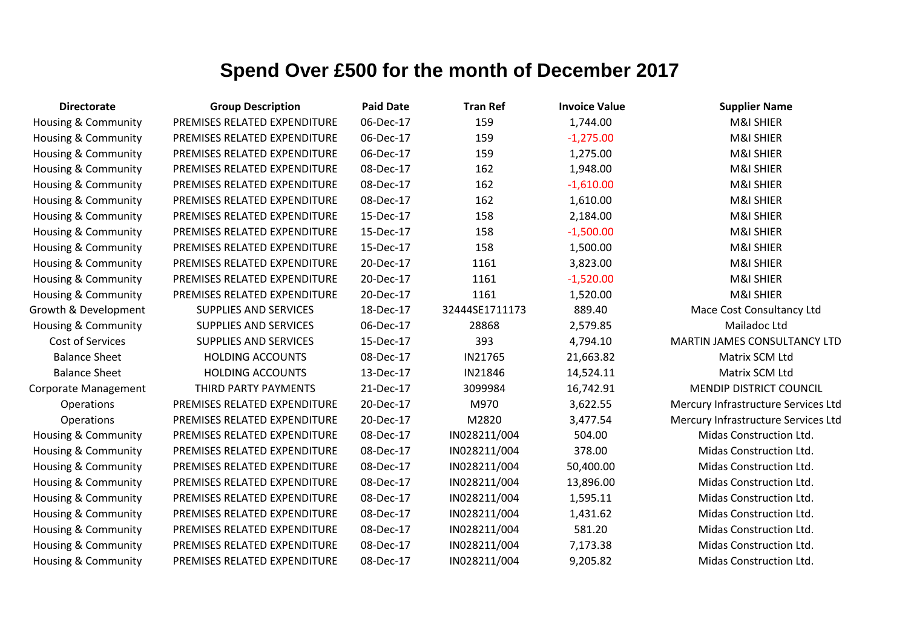# Spend Over £500 for the month of December 2017

| Directorate | Group Description | Paid Date | Tran Ref | Invoice Value | Supplier Name |
|---|---|---|---|---|---|
| Housing & Community | PREMISES RELATED EXPENDITURE | 06-Dec-17 | 159 | 1,744.00 | M&I SHIER |
| Housing & Community | PREMISES RELATED EXPENDITURE | 06-Dec-17 | 159 | -1,275.00 | M&I SHIER |
| Housing & Community | PREMISES RELATED EXPENDITURE | 06-Dec-17 | 159 | 1,275.00 | M&I SHIER |
| Housing & Community | PREMISES RELATED EXPENDITURE | 08-Dec-17 | 162 | 1,948.00 | M&I SHIER |
| Housing & Community | PREMISES RELATED EXPENDITURE | 08-Dec-17 | 162 | -1,610.00 | M&I SHIER |
| Housing & Community | PREMISES RELATED EXPENDITURE | 08-Dec-17 | 162 | 1,610.00 | M&I SHIER |
| Housing & Community | PREMISES RELATED EXPENDITURE | 15-Dec-17 | 158 | 2,184.00 | M&I SHIER |
| Housing & Community | PREMISES RELATED EXPENDITURE | 15-Dec-17 | 158 | -1,500.00 | M&I SHIER |
| Housing & Community | PREMISES RELATED EXPENDITURE | 15-Dec-17 | 158 | 1,500.00 | M&I SHIER |
| Housing & Community | PREMISES RELATED EXPENDITURE | 20-Dec-17 | 1161 | 3,823.00 | M&I SHIER |
| Housing & Community | PREMISES RELATED EXPENDITURE | 20-Dec-17 | 1161 | -1,520.00 | M&I SHIER |
| Housing & Community | PREMISES RELATED EXPENDITURE | 20-Dec-17 | 1161 | 1,520.00 | M&I SHIER |
| Growth & Development | SUPPLIES AND SERVICES | 18-Dec-17 | 32444SE1711173 | 889.40 | Mace Cost Consultancy Ltd |
| Housing & Community | SUPPLIES AND SERVICES | 06-Dec-17 | 28868 | 2,579.85 | Mailadoc Ltd |
| Cost of Services | SUPPLIES AND SERVICES | 15-Dec-17 | 393 | 4,794.10 | MARTIN JAMES CONSULTANCY LTD |
| Balance Sheet | HOLDING ACCOUNTS | 08-Dec-17 | IN21765 | 21,663.82 | Matrix SCM Ltd |
| Balance Sheet | HOLDING ACCOUNTS | 13-Dec-17 | IN21846 | 14,524.11 | Matrix SCM Ltd |
| Corporate Management | THIRD PARTY PAYMENTS | 21-Dec-17 | 3099984 | 16,742.91 | MENDIP DISTRICT COUNCIL |
| Operations | PREMISES RELATED EXPENDITURE | 20-Dec-17 | M970 | 3,622.55 | Mercury Infrastructure Services Ltd |
| Operations | PREMISES RELATED EXPENDITURE | 20-Dec-17 | M2820 | 3,477.54 | Mercury Infrastructure Services Ltd |
| Housing & Community | PREMISES RELATED EXPENDITURE | 08-Dec-17 | IN028211/004 | 504.00 | Midas Construction Ltd. |
| Housing & Community | PREMISES RELATED EXPENDITURE | 08-Dec-17 | IN028211/004 | 378.00 | Midas Construction Ltd. |
| Housing & Community | PREMISES RELATED EXPENDITURE | 08-Dec-17 | IN028211/004 | 50,400.00 | Midas Construction Ltd. |
| Housing & Community | PREMISES RELATED EXPENDITURE | 08-Dec-17 | IN028211/004 | 13,896.00 | Midas Construction Ltd. |
| Housing & Community | PREMISES RELATED EXPENDITURE | 08-Dec-17 | IN028211/004 | 1,595.11 | Midas Construction Ltd. |
| Housing & Community | PREMISES RELATED EXPENDITURE | 08-Dec-17 | IN028211/004 | 1,431.62 | Midas Construction Ltd. |
| Housing & Community | PREMISES RELATED EXPENDITURE | 08-Dec-17 | IN028211/004 | 581.20 | Midas Construction Ltd. |
| Housing & Community | PREMISES RELATED EXPENDITURE | 08-Dec-17 | IN028211/004 | 7,173.38 | Midas Construction Ltd. |
| Housing & Community | PREMISES RELATED EXPENDITURE | 08-Dec-17 | IN028211/004 | 9,205.82 | Midas Construction Ltd. |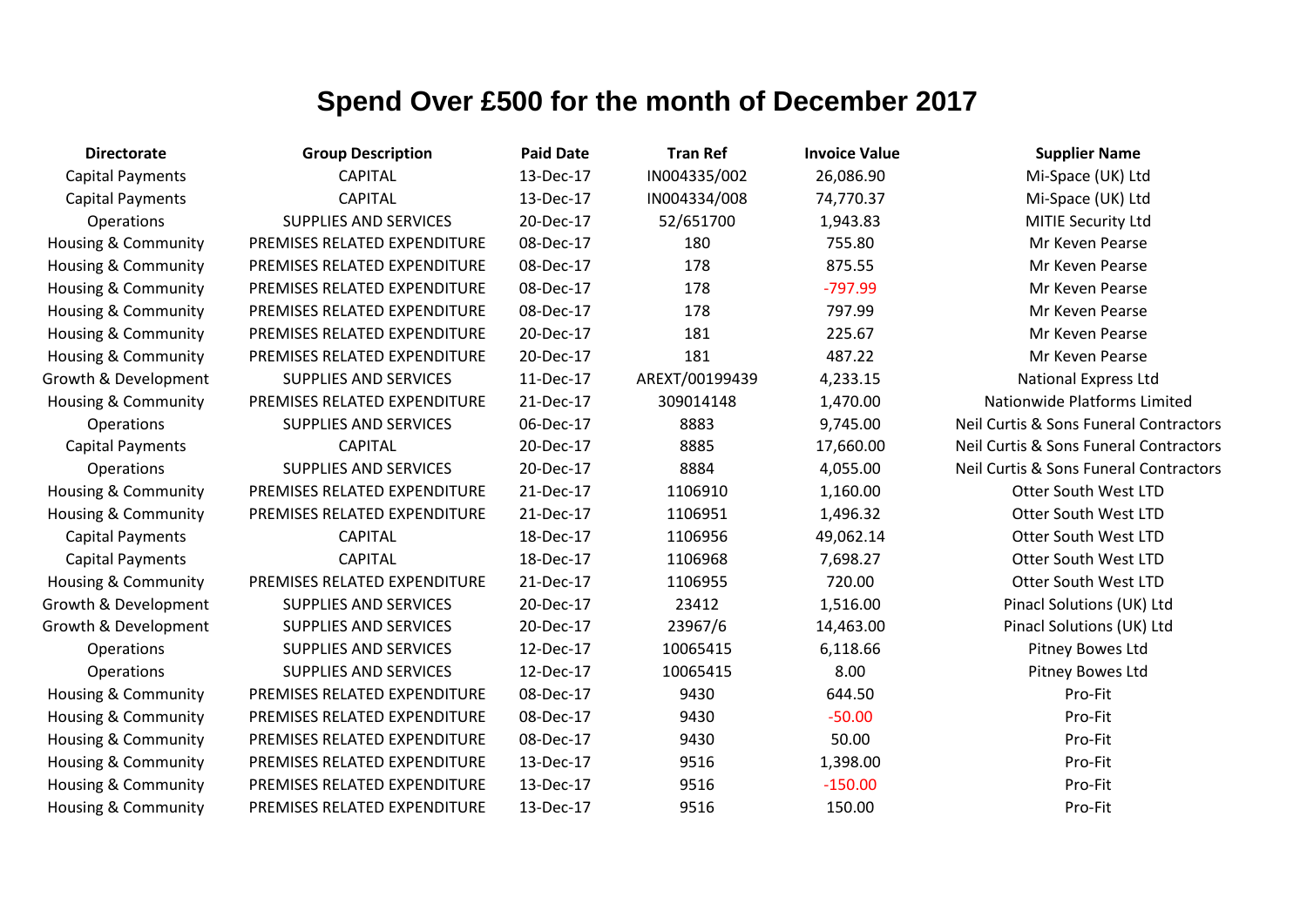# Spend Over £500 for the month of December 2017

| Directorate | Group Description | Paid Date | Tran Ref | Invoice Value | Supplier Name |
|---|---|---|---|---|---|
| Capital Payments | CAPITAL | 13-Dec-17 | IN004335/002 | 26,086.90 | Mi-Space (UK) Ltd |
| Capital Payments | CAPITAL | 13-Dec-17 | IN004334/008 | 74,770.37 | Mi-Space (UK) Ltd |
| Operations | SUPPLIES AND SERVICES | 20-Dec-17 | 52/651700 | 1,943.83 | MITIE Security Ltd |
| Housing & Community | PREMISES RELATED EXPENDITURE | 08-Dec-17 | 180 | 755.80 | Mr Keven Pearse |
| Housing & Community | PREMISES RELATED EXPENDITURE | 08-Dec-17 | 178 | 875.55 | Mr Keven Pearse |
| Housing & Community | PREMISES RELATED EXPENDITURE | 08-Dec-17 | 178 | -797.99 | Mr Keven Pearse |
| Housing & Community | PREMISES RELATED EXPENDITURE | 08-Dec-17 | 178 | 797.99 | Mr Keven Pearse |
| Housing & Community | PREMISES RELATED EXPENDITURE | 20-Dec-17 | 181 | 225.67 | Mr Keven Pearse |
| Housing & Community | PREMISES RELATED EXPENDITURE | 20-Dec-17 | 181 | 487.22 | Mr Keven Pearse |
| Growth & Development | SUPPLIES AND SERVICES | 11-Dec-17 | AREXT/00199439 | 4,233.15 | National Express Ltd |
| Housing & Community | PREMISES RELATED EXPENDITURE | 21-Dec-17 | 309014148 | 1,470.00 | Nationwide Platforms Limited |
| Operations | SUPPLIES AND SERVICES | 06-Dec-17 | 8883 | 9,745.00 | Neil Curtis & Sons Funeral Contractors |
| Capital Payments | CAPITAL | 20-Dec-17 | 8885 | 17,660.00 | Neil Curtis & Sons Funeral Contractors |
| Operations | SUPPLIES AND SERVICES | 20-Dec-17 | 8884 | 4,055.00 | Neil Curtis & Sons Funeral Contractors |
| Housing & Community | PREMISES RELATED EXPENDITURE | 21-Dec-17 | 1106910 | 1,160.00 | Otter South West LTD |
| Housing & Community | PREMISES RELATED EXPENDITURE | 21-Dec-17 | 1106951 | 1,496.32 | Otter South West LTD |
| Capital Payments | CAPITAL | 18-Dec-17 | 1106956 | 49,062.14 | Otter South West LTD |
| Capital Payments | CAPITAL | 18-Dec-17 | 1106968 | 7,698.27 | Otter South West LTD |
| Housing & Community | PREMISES RELATED EXPENDITURE | 21-Dec-17 | 1106955 | 720.00 | Otter South West LTD |
| Growth & Development | SUPPLIES AND SERVICES | 20-Dec-17 | 23412 | 1,516.00 | Pinacl Solutions (UK) Ltd |
| Growth & Development | SUPPLIES AND SERVICES | 20-Dec-17 | 23967/6 | 14,463.00 | Pinacl Solutions (UK) Ltd |
| Operations | SUPPLIES AND SERVICES | 12-Dec-17 | 10065415 | 6,118.66 | Pitney Bowes Ltd |
| Operations | SUPPLIES AND SERVICES | 12-Dec-17 | 10065415 | 8.00 | Pitney Bowes Ltd |
| Housing & Community | PREMISES RELATED EXPENDITURE | 08-Dec-17 | 9430 | 644.50 | Pro-Fit |
| Housing & Community | PREMISES RELATED EXPENDITURE | 08-Dec-17 | 9430 | -50.00 | Pro-Fit |
| Housing & Community | PREMISES RELATED EXPENDITURE | 08-Dec-17 | 9430 | 50.00 | Pro-Fit |
| Housing & Community | PREMISES RELATED EXPENDITURE | 13-Dec-17 | 9516 | 1,398.00 | Pro-Fit |
| Housing & Community | PREMISES RELATED EXPENDITURE | 13-Dec-17 | 9516 | -150.00 | Pro-Fit |
| Housing & Community | PREMISES RELATED EXPENDITURE | 13-Dec-17 | 9516 | 150.00 | Pro-Fit |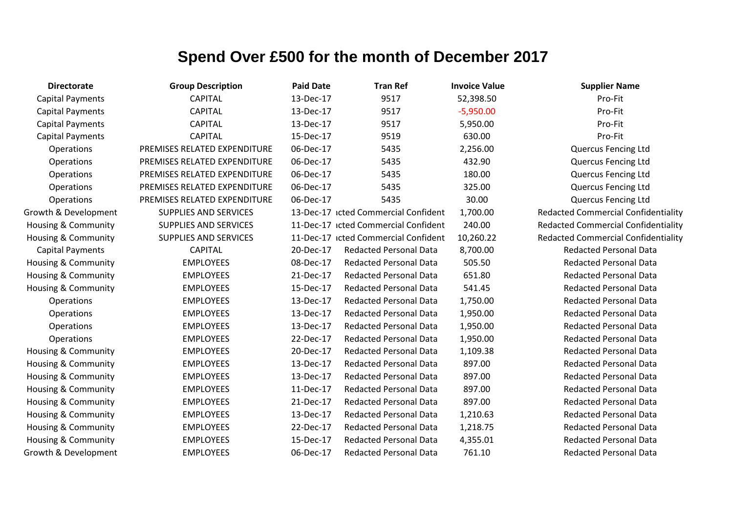# Spend Over £500 for the month of December 2017

| Directorate | Group Description | Paid Date | Tran Ref | Invoice Value | Supplier Name |
|---|---|---|---|---|---|
| Capital Payments | CAPITAL | 13-Dec-17 | 9517 | 52,398.50 | Pro-Fit |
| Capital Payments | CAPITAL | 13-Dec-17 | 9517 | -5,950.00 | Pro-Fit |
| Capital Payments | CAPITAL | 13-Dec-17 | 9517 | 5,950.00 | Pro-Fit |
| Capital Payments | CAPITAL | 15-Dec-17 | 9519 | 630.00 | Pro-Fit |
| Operations | PREMISES RELATED EXPENDITURE | 06-Dec-17 | 5435 | 2,256.00 | Quercus Fencing Ltd |
| Operations | PREMISES RELATED EXPENDITURE | 06-Dec-17 | 5435 | 432.90 | Quercus Fencing Ltd |
| Operations | PREMISES RELATED EXPENDITURE | 06-Dec-17 | 5435 | 180.00 | Quercus Fencing Ltd |
| Operations | PREMISES RELATED EXPENDITURE | 06-Dec-17 | 5435 | 325.00 | Quercus Fencing Ltd |
| Operations | PREMISES RELATED EXPENDITURE | 06-Dec-17 | 5435 | 30.00 | Quercus Fencing Ltd |
| Growth & Development | SUPPLIES AND SERVICES | 13-Dec-17 | ıcted Commercial Confident | 1,700.00 | Redacted Commercial Confidentiality |
| Housing & Community | SUPPLIES AND SERVICES | 11-Dec-17 | ıcted Commercial Confident | 240.00 | Redacted Commercial Confidentiality |
| Housing & Community | SUPPLIES AND SERVICES | 11-Dec-17 | ıcted Commercial Confident | 10,260.22 | Redacted Commercial Confidentiality |
| Capital Payments | CAPITAL | 20-Dec-17 | Redacted Personal Data | 8,700.00 | Redacted Personal Data |
| Housing & Community | EMPLOYEES | 08-Dec-17 | Redacted Personal Data | 505.50 | Redacted Personal Data |
| Housing & Community | EMPLOYEES | 21-Dec-17 | Redacted Personal Data | 651.80 | Redacted Personal Data |
| Housing & Community | EMPLOYEES | 15-Dec-17 | Redacted Personal Data | 541.45 | Redacted Personal Data |
| Operations | EMPLOYEES | 13-Dec-17 | Redacted Personal Data | 1,750.00 | Redacted Personal Data |
| Operations | EMPLOYEES | 13-Dec-17 | Redacted Personal Data | 1,950.00 | Redacted Personal Data |
| Operations | EMPLOYEES | 13-Dec-17 | Redacted Personal Data | 1,950.00 | Redacted Personal Data |
| Operations | EMPLOYEES | 22-Dec-17 | Redacted Personal Data | 1,950.00 | Redacted Personal Data |
| Housing & Community | EMPLOYEES | 20-Dec-17 | Redacted Personal Data | 1,109.38 | Redacted Personal Data |
| Housing & Community | EMPLOYEES | 13-Dec-17 | Redacted Personal Data | 897.00 | Redacted Personal Data |
| Housing & Community | EMPLOYEES | 13-Dec-17 | Redacted Personal Data | 897.00 | Redacted Personal Data |
| Housing & Community | EMPLOYEES | 11-Dec-17 | Redacted Personal Data | 897.00 | Redacted Personal Data |
| Housing & Community | EMPLOYEES | 21-Dec-17 | Redacted Personal Data | 897.00 | Redacted Personal Data |
| Housing & Community | EMPLOYEES | 13-Dec-17 | Redacted Personal Data | 1,210.63 | Redacted Personal Data |
| Housing & Community | EMPLOYEES | 22-Dec-17 | Redacted Personal Data | 1,218.75 | Redacted Personal Data |
| Housing & Community | EMPLOYEES | 15-Dec-17 | Redacted Personal Data | 4,355.01 | Redacted Personal Data |
| Growth & Development | EMPLOYEES | 06-Dec-17 | Redacted Personal Data | 761.10 | Redacted Personal Data |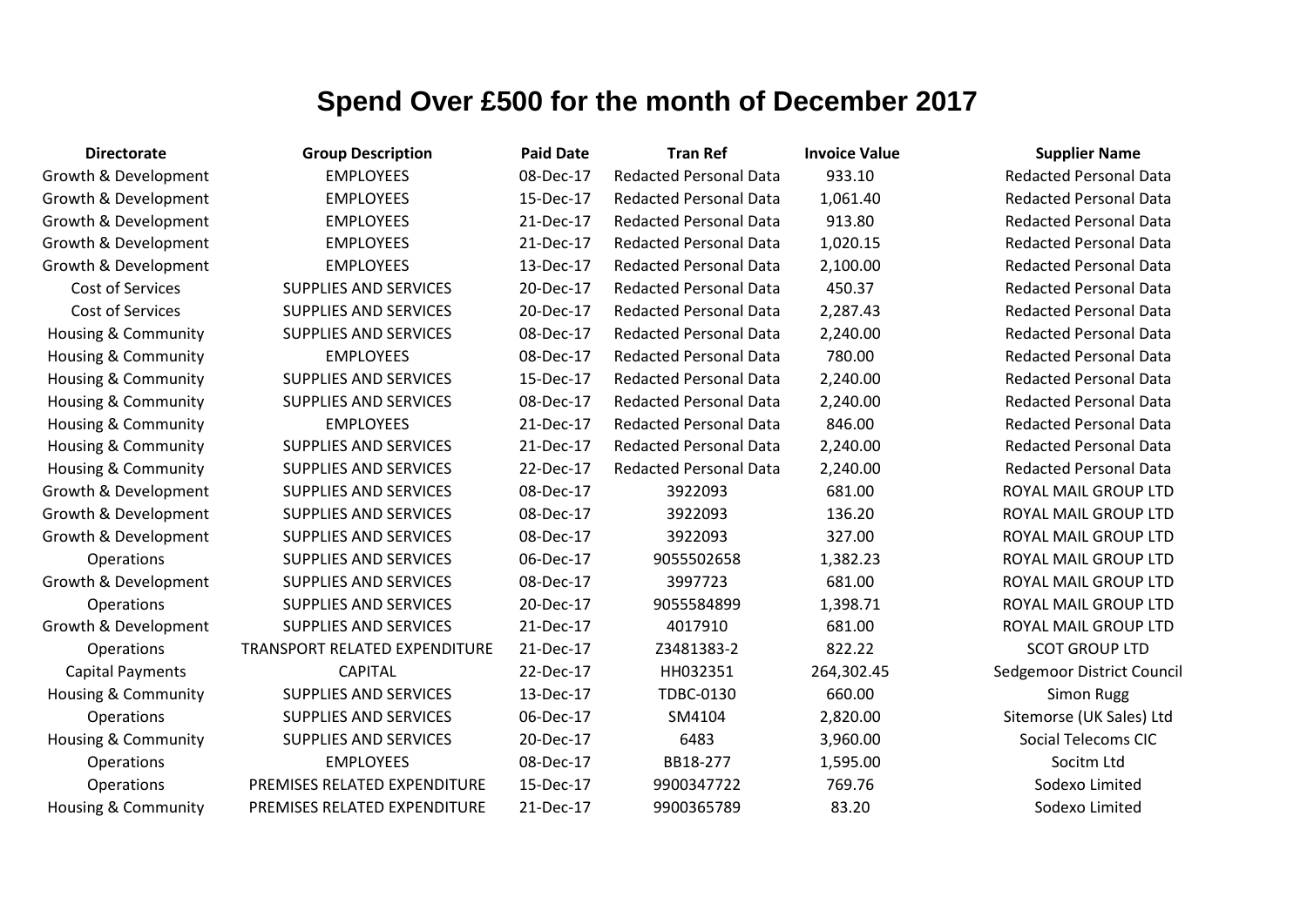# Spend Over £500 for the month of December 2017

| Directorate | Group Description | Paid Date | Tran Ref | Invoice Value | Supplier Name |
|---|---|---|---|---|---|
| Growth & Development | EMPLOYEES | 08-Dec-17 | Redacted Personal Data | 933.10 | Redacted Personal Data |
| Growth & Development | EMPLOYEES | 15-Dec-17 | Redacted Personal Data | 1,061.40 | Redacted Personal Data |
| Growth & Development | EMPLOYEES | 21-Dec-17 | Redacted Personal Data | 913.80 | Redacted Personal Data |
| Growth & Development | EMPLOYEES | 21-Dec-17 | Redacted Personal Data | 1,020.15 | Redacted Personal Data |
| Growth & Development | EMPLOYEES | 13-Dec-17 | Redacted Personal Data | 2,100.00 | Redacted Personal Data |
| Cost of Services | SUPPLIES AND SERVICES | 20-Dec-17 | Redacted Personal Data | 450.37 | Redacted Personal Data |
| Cost of Services | SUPPLIES AND SERVICES | 20-Dec-17 | Redacted Personal Data | 2,287.43 | Redacted Personal Data |
| Housing & Community | SUPPLIES AND SERVICES | 08-Dec-17 | Redacted Personal Data | 2,240.00 | Redacted Personal Data |
| Housing & Community | EMPLOYEES | 08-Dec-17 | Redacted Personal Data | 780.00 | Redacted Personal Data |
| Housing & Community | SUPPLIES AND SERVICES | 15-Dec-17 | Redacted Personal Data | 2,240.00 | Redacted Personal Data |
| Housing & Community | SUPPLIES AND SERVICES | 08-Dec-17 | Redacted Personal Data | 2,240.00 | Redacted Personal Data |
| Housing & Community | EMPLOYEES | 21-Dec-17 | Redacted Personal Data | 846.00 | Redacted Personal Data |
| Housing & Community | SUPPLIES AND SERVICES | 21-Dec-17 | Redacted Personal Data | 2,240.00 | Redacted Personal Data |
| Housing & Community | SUPPLIES AND SERVICES | 22-Dec-17 | Redacted Personal Data | 2,240.00 | Redacted Personal Data |
| Growth & Development | SUPPLIES AND SERVICES | 08-Dec-17 | 3922093 | 681.00 | ROYAL MAIL GROUP LTD |
| Growth & Development | SUPPLIES AND SERVICES | 08-Dec-17 | 3922093 | 136.20 | ROYAL MAIL GROUP LTD |
| Growth & Development | SUPPLIES AND SERVICES | 08-Dec-17 | 3922093 | 327.00 | ROYAL MAIL GROUP LTD |
| Operations | SUPPLIES AND SERVICES | 06-Dec-17 | 9055502658 | 1,382.23 | ROYAL MAIL GROUP LTD |
| Growth & Development | SUPPLIES AND SERVICES | 08-Dec-17 | 3997723 | 681.00 | ROYAL MAIL GROUP LTD |
| Operations | SUPPLIES AND SERVICES | 20-Dec-17 | 9055584899 | 1,398.71 | ROYAL MAIL GROUP LTD |
| Growth & Development | SUPPLIES AND SERVICES | 21-Dec-17 | 4017910 | 681.00 | ROYAL MAIL GROUP LTD |
| Operations | TRANSPORT RELATED EXPENDITURE | 21-Dec-17 | Z3481383-2 | 822.22 | SCOT GROUP LTD |
| Capital Payments | CAPITAL | 22-Dec-17 | HH032351 | 264,302.45 | Sedgemoor District Council |
| Housing & Community | SUPPLIES AND SERVICES | 13-Dec-17 | TDBC-0130 | 660.00 | Simon Rugg |
| Operations | SUPPLIES AND SERVICES | 06-Dec-17 | SM4104 | 2,820.00 | Sitemorse (UK Sales) Ltd |
| Housing & Community | SUPPLIES AND SERVICES | 20-Dec-17 | 6483 | 3,960.00 | Social Telecoms CIC |
| Operations | EMPLOYEES | 08-Dec-17 | BB18-277 | 1,595.00 | Socitm Ltd |
| Operations | PREMISES RELATED EXPENDITURE | 15-Dec-17 | 9900347722 | 769.76 | Sodexo Limited |
| Housing & Community | PREMISES RELATED EXPENDITURE | 21-Dec-17 | 9900365789 | 83.20 | Sodexo Limited |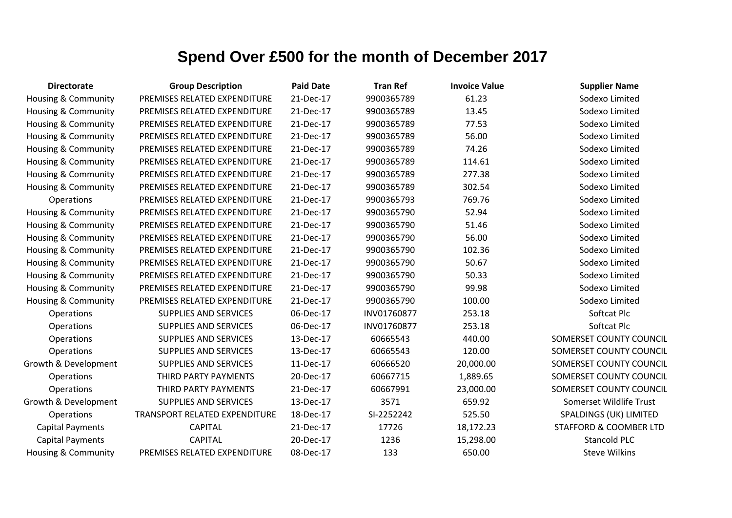# Spend Over £500 for the month of December 2017

| Directorate | Group Description | Paid Date | Tran Ref | Invoice Value | Supplier Name |
|---|---|---|---|---|---|
| Housing & Community | PREMISES RELATED EXPENDITURE | 21-Dec-17 | 9900365789 | 61.23 | Sodexo Limited |
| Housing & Community | PREMISES RELATED EXPENDITURE | 21-Dec-17 | 9900365789 | 13.45 | Sodexo Limited |
| Housing & Community | PREMISES RELATED EXPENDITURE | 21-Dec-17 | 9900365789 | 77.53 | Sodexo Limited |
| Housing & Community | PREMISES RELATED EXPENDITURE | 21-Dec-17 | 9900365789 | 56.00 | Sodexo Limited |
| Housing & Community | PREMISES RELATED EXPENDITURE | 21-Dec-17 | 9900365789 | 74.26 | Sodexo Limited |
| Housing & Community | PREMISES RELATED EXPENDITURE | 21-Dec-17 | 9900365789 | 114.61 | Sodexo Limited |
| Housing & Community | PREMISES RELATED EXPENDITURE | 21-Dec-17 | 9900365789 | 277.38 | Sodexo Limited |
| Housing & Community | PREMISES RELATED EXPENDITURE | 21-Dec-17 | 9900365789 | 302.54 | Sodexo Limited |
| Operations | PREMISES RELATED EXPENDITURE | 21-Dec-17 | 9900365793 | 769.76 | Sodexo Limited |
| Housing & Community | PREMISES RELATED EXPENDITURE | 21-Dec-17 | 9900365790 | 52.94 | Sodexo Limited |
| Housing & Community | PREMISES RELATED EXPENDITURE | 21-Dec-17 | 9900365790 | 51.46 | Sodexo Limited |
| Housing & Community | PREMISES RELATED EXPENDITURE | 21-Dec-17 | 9900365790 | 56.00 | Sodexo Limited |
| Housing & Community | PREMISES RELATED EXPENDITURE | 21-Dec-17 | 9900365790 | 102.36 | Sodexo Limited |
| Housing & Community | PREMISES RELATED EXPENDITURE | 21-Dec-17 | 9900365790 | 50.67 | Sodexo Limited |
| Housing & Community | PREMISES RELATED EXPENDITURE | 21-Dec-17 | 9900365790 | 50.33 | Sodexo Limited |
| Housing & Community | PREMISES RELATED EXPENDITURE | 21-Dec-17 | 9900365790 | 99.98 | Sodexo Limited |
| Housing & Community | PREMISES RELATED EXPENDITURE | 21-Dec-17 | 9900365790 | 100.00 | Sodexo Limited |
| Operations | SUPPLIES AND SERVICES | 06-Dec-17 | INV01760877 | 253.18 | Softcat Plc |
| Operations | SUPPLIES AND SERVICES | 06-Dec-17 | INV01760877 | 253.18 | Softcat Plc |
| Operations | SUPPLIES AND SERVICES | 13-Dec-17 | 60665543 | 440.00 | SOMERSET COUNTY COUNCIL |
| Operations | SUPPLIES AND SERVICES | 13-Dec-17 | 60665543 | 120.00 | SOMERSET COUNTY COUNCIL |
| Growth & Development | SUPPLIES AND SERVICES | 11-Dec-17 | 60666520 | 20,000.00 | SOMERSET COUNTY COUNCIL |
| Operations | THIRD PARTY PAYMENTS | 20-Dec-17 | 60667715 | 1,889.65 | SOMERSET COUNTY COUNCIL |
| Operations | THIRD PARTY PAYMENTS | 21-Dec-17 | 60667991 | 23,000.00 | SOMERSET COUNTY COUNCIL |
| Growth & Development | SUPPLIES AND SERVICES | 13-Dec-17 | 3571 | 659.92 | Somerset Wildlife Trust |
| Operations | TRANSPORT RELATED EXPENDITURE | 18-Dec-17 | SI-2252242 | 525.50 | SPALDINGS (UK) LIMITED |
| Capital Payments | CAPITAL | 21-Dec-17 | 17726 | 18,172.23 | STAFFORD & COOMBER LTD |
| Capital Payments | CAPITAL | 20-Dec-17 | 1236 | 15,298.00 | Stancold PLC |
| Housing & Community | PREMISES RELATED EXPENDITURE | 08-Dec-17 | 133 | 650.00 | Steve Wilkins |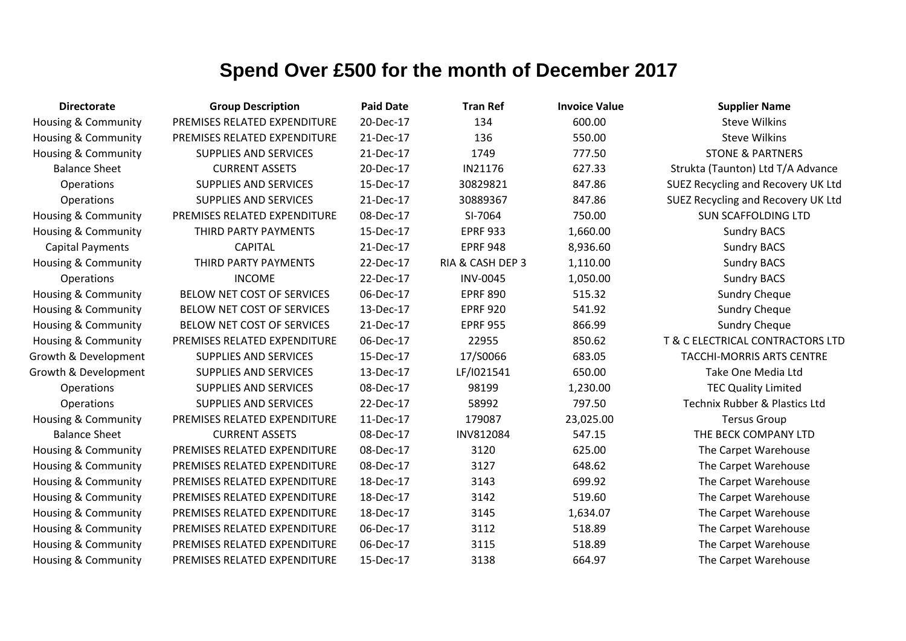# Spend Over £500 for the month of December 2017

| Directorate | Group Description | Paid Date | Tran Ref | Invoice Value | Supplier Name |
|---|---|---|---|---|---|
| Housing & Community | PREMISES RELATED EXPENDITURE | 20-Dec-17 | 134 | 600.00 | Steve Wilkins |
| Housing & Community | PREMISES RELATED EXPENDITURE | 21-Dec-17 | 136 | 550.00 | Steve Wilkins |
| Housing & Community | SUPPLIES AND SERVICES | 21-Dec-17 | 1749 | 777.50 | STONE & PARTNERS |
| Balance Sheet | CURRENT ASSETS | 20-Dec-17 | IN21176 | 627.33 | Strukta (Taunton) Ltd T/A Advance |
| Operations | SUPPLIES AND SERVICES | 15-Dec-17 | 30829821 | 847.86 | SUEZ Recycling and Recovery UK Ltd |
| Operations | SUPPLIES AND SERVICES | 21-Dec-17 | 30889367 | 847.86 | SUEZ Recycling and Recovery UK Ltd |
| Housing & Community | PREMISES RELATED EXPENDITURE | 08-Dec-17 | SI-7064 | 750.00 | SUN SCAFFOLDING LTD |
| Housing & Community | THIRD PARTY PAYMENTS | 15-Dec-17 | EPRF 933 | 1,660.00 | Sundry BACS |
| Capital Payments | CAPITAL | 21-Dec-17 | EPRF 948 | 8,936.60 | Sundry BACS |
| Housing & Community | THIRD PARTY PAYMENTS | 22-Dec-17 | RIA & CASH DEP 3 | 1,110.00 | Sundry BACS |
| Operations | INCOME | 22-Dec-17 | INV-0045 | 1,050.00 | Sundry BACS |
| Housing & Community | BELOW NET COST OF SERVICES | 06-Dec-17 | EPRF 890 | 515.32 | Sundry Cheque |
| Housing & Community | BELOW NET COST OF SERVICES | 13-Dec-17 | EPRF 920 | 541.92 | Sundry Cheque |
| Housing & Community | BELOW NET COST OF SERVICES | 21-Dec-17 | EPRF 955 | 866.99 | Sundry Cheque |
| Housing & Community | PREMISES RELATED EXPENDITURE | 06-Dec-17 | 22955 | 850.62 | T & C ELECTRICAL CONTRACTORS LTD |
| Growth & Development | SUPPLIES AND SERVICES | 15-Dec-17 | 17/S0066 | 683.05 | TACCHI-MORRIS ARTS CENTRE |
| Growth & Development | SUPPLIES AND SERVICES | 13-Dec-17 | LF/I021541 | 650.00 | Take One Media Ltd |
| Operations | SUPPLIES AND SERVICES | 08-Dec-17 | 98199 | 1,230.00 | TEC Quality Limited |
| Operations | SUPPLIES AND SERVICES | 22-Dec-17 | 58992 | 797.50 | Technix Rubber & Plastics Ltd |
| Housing & Community | PREMISES RELATED EXPENDITURE | 11-Dec-17 | 179087 | 23,025.00 | Tersus Group |
| Balance Sheet | CURRENT ASSETS | 08-Dec-17 | INV812084 | 547.15 | THE BECK COMPANY LTD |
| Housing & Community | PREMISES RELATED EXPENDITURE | 08-Dec-17 | 3120 | 625.00 | The Carpet Warehouse |
| Housing & Community | PREMISES RELATED EXPENDITURE | 08-Dec-17 | 3127 | 648.62 | The Carpet Warehouse |
| Housing & Community | PREMISES RELATED EXPENDITURE | 18-Dec-17 | 3143 | 699.92 | The Carpet Warehouse |
| Housing & Community | PREMISES RELATED EXPENDITURE | 18-Dec-17 | 3142 | 519.60 | The Carpet Warehouse |
| Housing & Community | PREMISES RELATED EXPENDITURE | 18-Dec-17 | 3145 | 1,634.07 | The Carpet Warehouse |
| Housing & Community | PREMISES RELATED EXPENDITURE | 06-Dec-17 | 3112 | 518.89 | The Carpet Warehouse |
| Housing & Community | PREMISES RELATED EXPENDITURE | 06-Dec-17 | 3115 | 518.89 | The Carpet Warehouse |
| Housing & Community | PREMISES RELATED EXPENDITURE | 15-Dec-17 | 3138 | 664.97 | The Carpet Warehouse |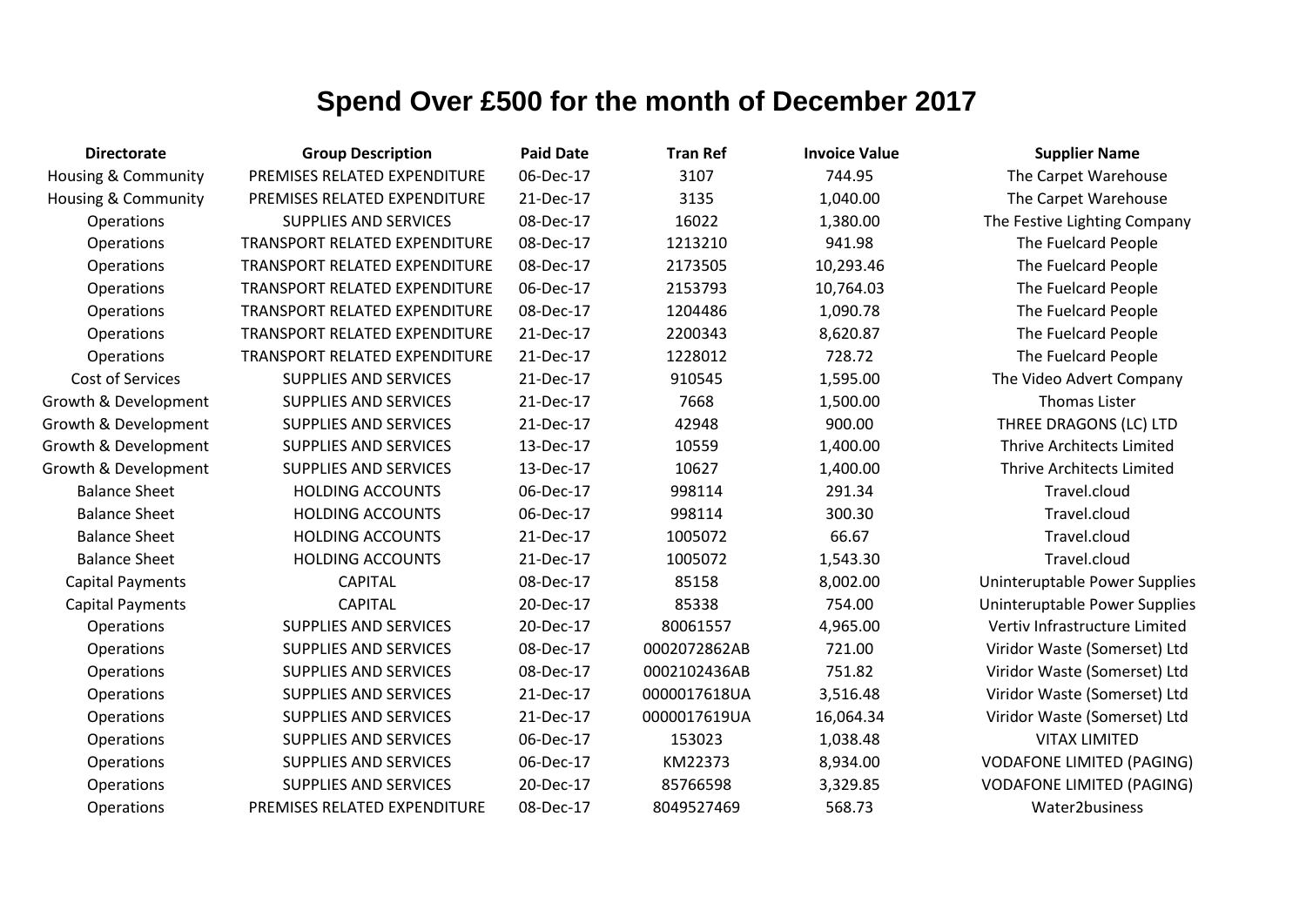# Spend Over £500 for the month of December 2017

| Directorate | Group Description | Paid Date | Tran Ref | Invoice Value | Supplier Name |
|---|---|---|---|---|---|
| Housing & Community | PREMISES RELATED EXPENDITURE | 06-Dec-17 | 3107 | 744.95 | The Carpet Warehouse |
| Housing & Community | PREMISES RELATED EXPENDITURE | 21-Dec-17 | 3135 | 1,040.00 | The Carpet Warehouse |
| Operations | SUPPLIES AND SERVICES | 08-Dec-17 | 16022 | 1,380.00 | The Festive Lighting Company |
| Operations | TRANSPORT RELATED EXPENDITURE | 08-Dec-17 | 1213210 | 941.98 | The Fuelcard People |
| Operations | TRANSPORT RELATED EXPENDITURE | 08-Dec-17 | 2173505 | 10,293.46 | The Fuelcard People |
| Operations | TRANSPORT RELATED EXPENDITURE | 06-Dec-17 | 2153793 | 10,764.03 | The Fuelcard People |
| Operations | TRANSPORT RELATED EXPENDITURE | 08-Dec-17 | 1204486 | 1,090.78 | The Fuelcard People |
| Operations | TRANSPORT RELATED EXPENDITURE | 21-Dec-17 | 2200343 | 8,620.87 | The Fuelcard People |
| Operations | TRANSPORT RELATED EXPENDITURE | 21-Dec-17 | 1228012 | 728.72 | The Fuelcard People |
| Cost of Services | SUPPLIES AND SERVICES | 21-Dec-17 | 910545 | 1,595.00 | The Video Advert Company |
| Growth & Development | SUPPLIES AND SERVICES | 21-Dec-17 | 7668 | 1,500.00 | Thomas Lister |
| Growth & Development | SUPPLIES AND SERVICES | 21-Dec-17 | 42948 | 900.00 | THREE DRAGONS (LC) LTD |
| Growth & Development | SUPPLIES AND SERVICES | 13-Dec-17 | 10559 | 1,400.00 | Thrive Architects Limited |
| Growth & Development | SUPPLIES AND SERVICES | 13-Dec-17 | 10627 | 1,400.00 | Thrive Architects Limited |
| Balance Sheet | HOLDING ACCOUNTS | 06-Dec-17 | 998114 | 291.34 | Travel.cloud |
| Balance Sheet | HOLDING ACCOUNTS | 06-Dec-17 | 998114 | 300.30 | Travel.cloud |
| Balance Sheet | HOLDING ACCOUNTS | 21-Dec-17 | 1005072 | 66.67 | Travel.cloud |
| Balance Sheet | HOLDING ACCOUNTS | 21-Dec-17 | 1005072 | 1,543.30 | Travel.cloud |
| Capital Payments | CAPITAL | 08-Dec-17 | 85158 | 8,002.00 | Uninteruptable Power Supplies |
| Capital Payments | CAPITAL | 20-Dec-17 | 85338 | 754.00 | Uninteruptable Power Supplies |
| Operations | SUPPLIES AND SERVICES | 20-Dec-17 | 80061557 | 4,965.00 | Vertiv Infrastructure Limited |
| Operations | SUPPLIES AND SERVICES | 08-Dec-17 | 0002072862AB | 721.00 | Viridor Waste (Somerset) Ltd |
| Operations | SUPPLIES AND SERVICES | 08-Dec-17 | 0002102436AB | 751.82 | Viridor Waste (Somerset) Ltd |
| Operations | SUPPLIES AND SERVICES | 21-Dec-17 | 0000017618UA | 3,516.48 | Viridor Waste (Somerset) Ltd |
| Operations | SUPPLIES AND SERVICES | 21-Dec-17 | 0000017619UA | 16,064.34 | Viridor Waste (Somerset) Ltd |
| Operations | SUPPLIES AND SERVICES | 06-Dec-17 | 153023 | 1,038.48 | VITAX LIMITED |
| Operations | SUPPLIES AND SERVICES | 06-Dec-17 | KM22373 | 8,934.00 | VODAFONE LIMITED (PAGING) |
| Operations | SUPPLIES AND SERVICES | 20-Dec-17 | 85766598 | 3,329.85 | VODAFONE LIMITED (PAGING) |
| Operations | PREMISES RELATED EXPENDITURE | 08-Dec-17 | 8049527469 | 568.73 | Water2business |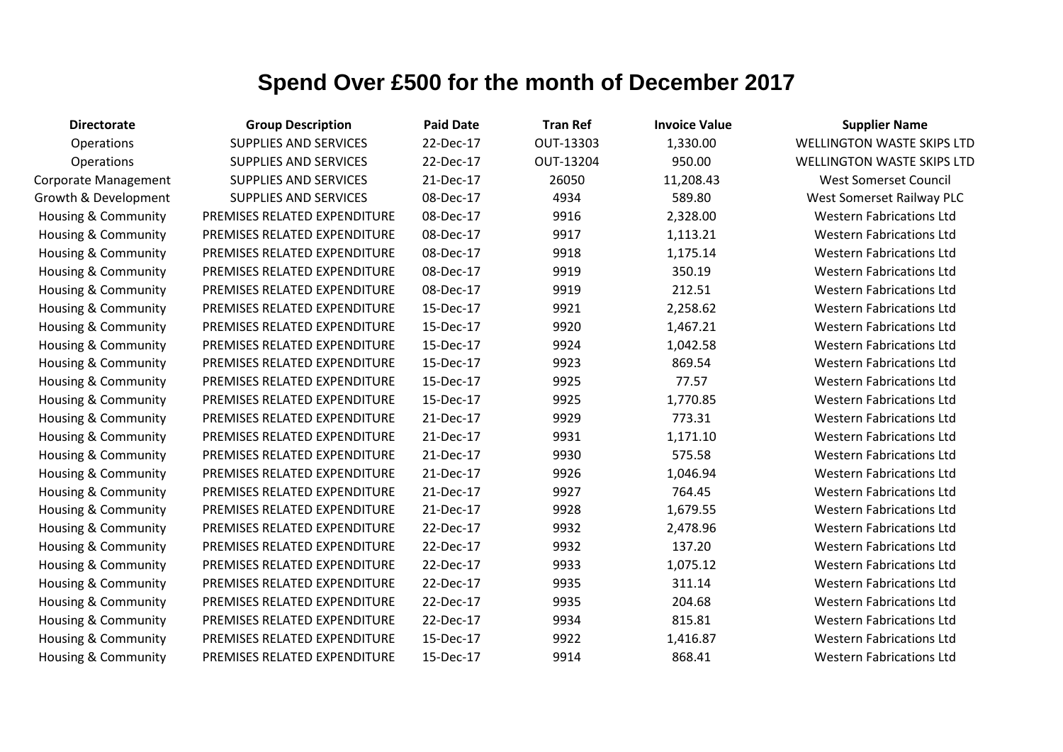# Spend Over £500 for the month of December 2017

| Directorate | Group Description | Paid Date | Tran Ref | Invoice Value | Supplier Name |
|---|---|---|---|---|---|
| Operations | SUPPLIES AND SERVICES | 22-Dec-17 | OUT-13303 | 1,330.00 | WELLINGTON WASTE SKIPS LTD |
| Operations | SUPPLIES AND SERVICES | 22-Dec-17 | OUT-13204 | 950.00 | WELLINGTON WASTE SKIPS LTD |
| Corporate Management | SUPPLIES AND SERVICES | 21-Dec-17 | 26050 | 11,208.43 | West Somerset Council |
| Growth & Development | SUPPLIES AND SERVICES | 08-Dec-17 | 4934 | 589.80 | West Somerset Railway PLC |
| Housing & Community | PREMISES RELATED EXPENDITURE | 08-Dec-17 | 9916 | 2,328.00 | Western Fabrications Ltd |
| Housing & Community | PREMISES RELATED EXPENDITURE | 08-Dec-17 | 9917 | 1,113.21 | Western Fabrications Ltd |
| Housing & Community | PREMISES RELATED EXPENDITURE | 08-Dec-17 | 9918 | 1,175.14 | Western Fabrications Ltd |
| Housing & Community | PREMISES RELATED EXPENDITURE | 08-Dec-17 | 9919 | 350.19 | Western Fabrications Ltd |
| Housing & Community | PREMISES RELATED EXPENDITURE | 08-Dec-17 | 9919 | 212.51 | Western Fabrications Ltd |
| Housing & Community | PREMISES RELATED EXPENDITURE | 15-Dec-17 | 9921 | 2,258.62 | Western Fabrications Ltd |
| Housing & Community | PREMISES RELATED EXPENDITURE | 15-Dec-17 | 9920 | 1,467.21 | Western Fabrications Ltd |
| Housing & Community | PREMISES RELATED EXPENDITURE | 15-Dec-17 | 9924 | 1,042.58 | Western Fabrications Ltd |
| Housing & Community | PREMISES RELATED EXPENDITURE | 15-Dec-17 | 9923 | 869.54 | Western Fabrications Ltd |
| Housing & Community | PREMISES RELATED EXPENDITURE | 15-Dec-17 | 9925 | 77.57 | Western Fabrications Ltd |
| Housing & Community | PREMISES RELATED EXPENDITURE | 15-Dec-17 | 9925 | 1,770.85 | Western Fabrications Ltd |
| Housing & Community | PREMISES RELATED EXPENDITURE | 21-Dec-17 | 9929 | 773.31 | Western Fabrications Ltd |
| Housing & Community | PREMISES RELATED EXPENDITURE | 21-Dec-17 | 9931 | 1,171.10 | Western Fabrications Ltd |
| Housing & Community | PREMISES RELATED EXPENDITURE | 21-Dec-17 | 9930 | 575.58 | Western Fabrications Ltd |
| Housing & Community | PREMISES RELATED EXPENDITURE | 21-Dec-17 | 9926 | 1,046.94 | Western Fabrications Ltd |
| Housing & Community | PREMISES RELATED EXPENDITURE | 21-Dec-17 | 9927 | 764.45 | Western Fabrications Ltd |
| Housing & Community | PREMISES RELATED EXPENDITURE | 21-Dec-17 | 9928 | 1,679.55 | Western Fabrications Ltd |
| Housing & Community | PREMISES RELATED EXPENDITURE | 22-Dec-17 | 9932 | 2,478.96 | Western Fabrications Ltd |
| Housing & Community | PREMISES RELATED EXPENDITURE | 22-Dec-17 | 9932 | 137.20 | Western Fabrications Ltd |
| Housing & Community | PREMISES RELATED EXPENDITURE | 22-Dec-17 | 9933 | 1,075.12 | Western Fabrications Ltd |
| Housing & Community | PREMISES RELATED EXPENDITURE | 22-Dec-17 | 9935 | 311.14 | Western Fabrications Ltd |
| Housing & Community | PREMISES RELATED EXPENDITURE | 22-Dec-17 | 9935 | 204.68 | Western Fabrications Ltd |
| Housing & Community | PREMISES RELATED EXPENDITURE | 22-Dec-17 | 9934 | 815.81 | Western Fabrications Ltd |
| Housing & Community | PREMISES RELATED EXPENDITURE | 15-Dec-17 | 9922 | 1,416.87 | Western Fabrications Ltd |
| Housing & Community | PREMISES RELATED EXPENDITURE | 15-Dec-17 | 9914 | 868.41 | Western Fabrications Ltd |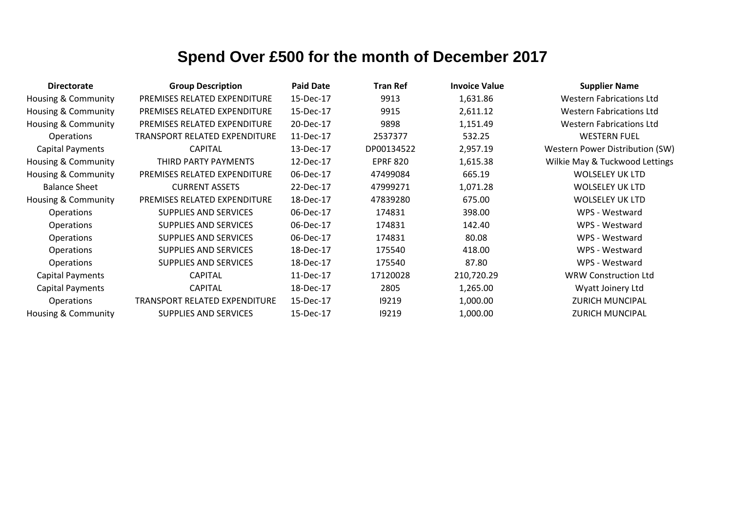# Spend Over £500 for the month of December 2017

| Directorate | Group Description | Paid Date | Tran Ref | Invoice Value | Supplier Name |
|---|---|---|---|---|---|
| Housing & Community | PREMISES RELATED EXPENDITURE | 15-Dec-17 | 9913 | 1,631.86 | Western Fabrications Ltd |
| Housing & Community | PREMISES RELATED EXPENDITURE | 15-Dec-17 | 9915 | 2,611.12 | Western Fabrications Ltd |
| Housing & Community | PREMISES RELATED EXPENDITURE | 20-Dec-17 | 9898 | 1,151.49 | Western Fabrications Ltd |
| Operations | TRANSPORT RELATED EXPENDITURE | 11-Dec-17 | 2537377 | 532.25 | WESTERN FUEL |
| Capital Payments | CAPITAL | 13-Dec-17 | DP00134522 | 2,957.19 | Western Power Distribution (SW) |
| Housing & Community | THIRD PARTY PAYMENTS | 12-Dec-17 | EPRF 820 | 1,615.38 | Wilkie May & Tuckwood Lettings |
| Housing & Community | PREMISES RELATED EXPENDITURE | 06-Dec-17 | 47499084 | 665.19 | WOLSELEY UK LTD |
| Balance Sheet | CURRENT ASSETS | 22-Dec-17 | 47999271 | 1,071.28 | WOLSELEY UK LTD |
| Housing & Community | PREMISES RELATED EXPENDITURE | 18-Dec-17 | 47839280 | 675.00 | WOLSELEY UK LTD |
| Operations | SUPPLIES AND SERVICES | 06-Dec-17 | 174831 | 398.00 | WPS - Westward |
| Operations | SUPPLIES AND SERVICES | 06-Dec-17 | 174831 | 142.40 | WPS - Westward |
| Operations | SUPPLIES AND SERVICES | 06-Dec-17 | 174831 | 80.08 | WPS - Westward |
| Operations | SUPPLIES AND SERVICES | 18-Dec-17 | 175540 | 418.00 | WPS - Westward |
| Operations | SUPPLIES AND SERVICES | 18-Dec-17 | 175540 | 87.80 | WPS - Westward |
| Capital Payments | CAPITAL | 11-Dec-17 | 17120028 | 210,720.29 | WRW Construction Ltd |
| Capital Payments | CAPITAL | 18-Dec-17 | 2805 | 1,265.00 | Wyatt Joinery Ltd |
| Operations | TRANSPORT RELATED EXPENDITURE | 15-Dec-17 | I9219 | 1,000.00 | ZURICH MUNCIPAL |
| Housing & Community | SUPPLIES AND SERVICES | 15-Dec-17 | I9219 | 1,000.00 | ZURICH MUNCIPAL |